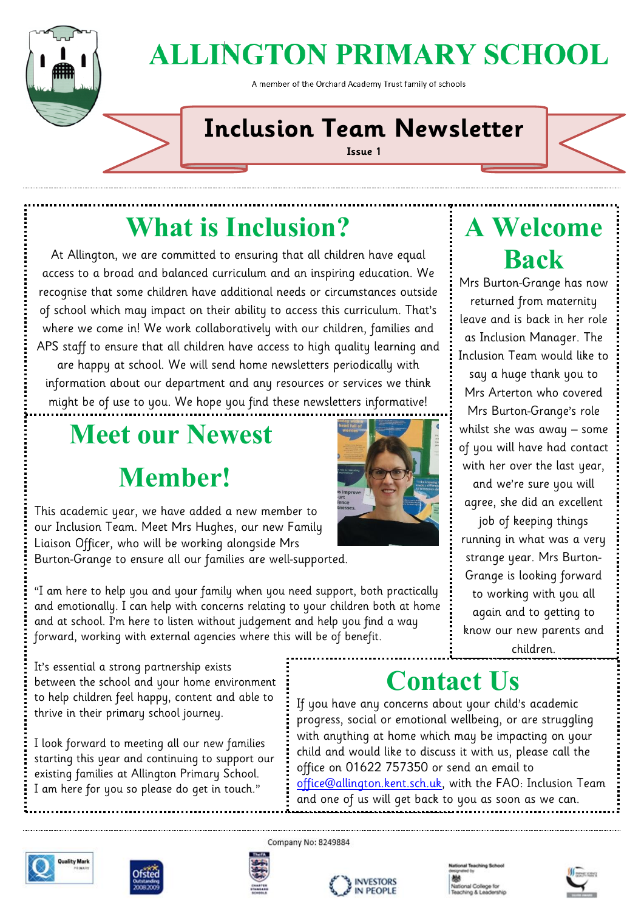# ALLINGTON PRIMARY SCHOOL

A member of the Orchard Academy Trust family of schools

## Inclusion Team Newsletter

**Issue 1**

## What is Inclusion?

At Allington, we are committed to ensuring that all children have equal access to a broad and balanced curriculum and an inspiring education. We recognise that some children have additional needs or circumstances outside of school which may impact on their ability to access this curriculum. That's where we come in! We work collaboratively with our children, families and APS staff to ensure that all children have access to high quality learning and are happy at school. We will send home newsletters periodically with information about our department and any resources or services we think might be of use to you. We hope you find these newsletters informative!

## Meet our Newest Member!

This academic year, we have added a new member to our Inclusion Team. Meet Mrs Hughes, our new Family Liaison Officer, who will be working alongside Mrs Burton-Grange to ensure all our families are well-supported.

"I am here to help you and your family when you need support, both practically and emotionally. I can help with concerns relating to your children both at home and at school. I'm here to listen without judgement and help you find a way forward, working with external agencies where this will be of benefit.

It's essential a strong partnership exists between the school and your home environment to help children feel happy, content and able to thrive in their primary school journey.

I look forward to meeting all our new families starting this year and continuing to support our existing families at Allington Primary School. I am here for you so please do get in touch."

## A Welcome Back

Mrs Burton-Grange has now returned from maternity leave and is back in her role as Inclusion Manager. The Inclusion Team would like to say a huge thank you to Mrs Arterton who covered Mrs Burton-Grange's role whilst she was away – some of you will have had contact with her over the last year, and we're sure you will agree, she did an excellent job of keeping things running in what was a very strange year. Mrs Burton-Grange is looking forward to working with you all again and to getting to know our new parents and children.

## Contact Us

If you have any concerns about your child's academic progress, social or emotional wellbeing, or are struggling with anything at home which may be impacting on your child and would like to discuss it with us, please call the office on 01622 757350 or send an email to office@allington.kent.sch.uk, with the FAO: Inclusion Team and one of us will get back to you as soon as we can.

Company No: 8249884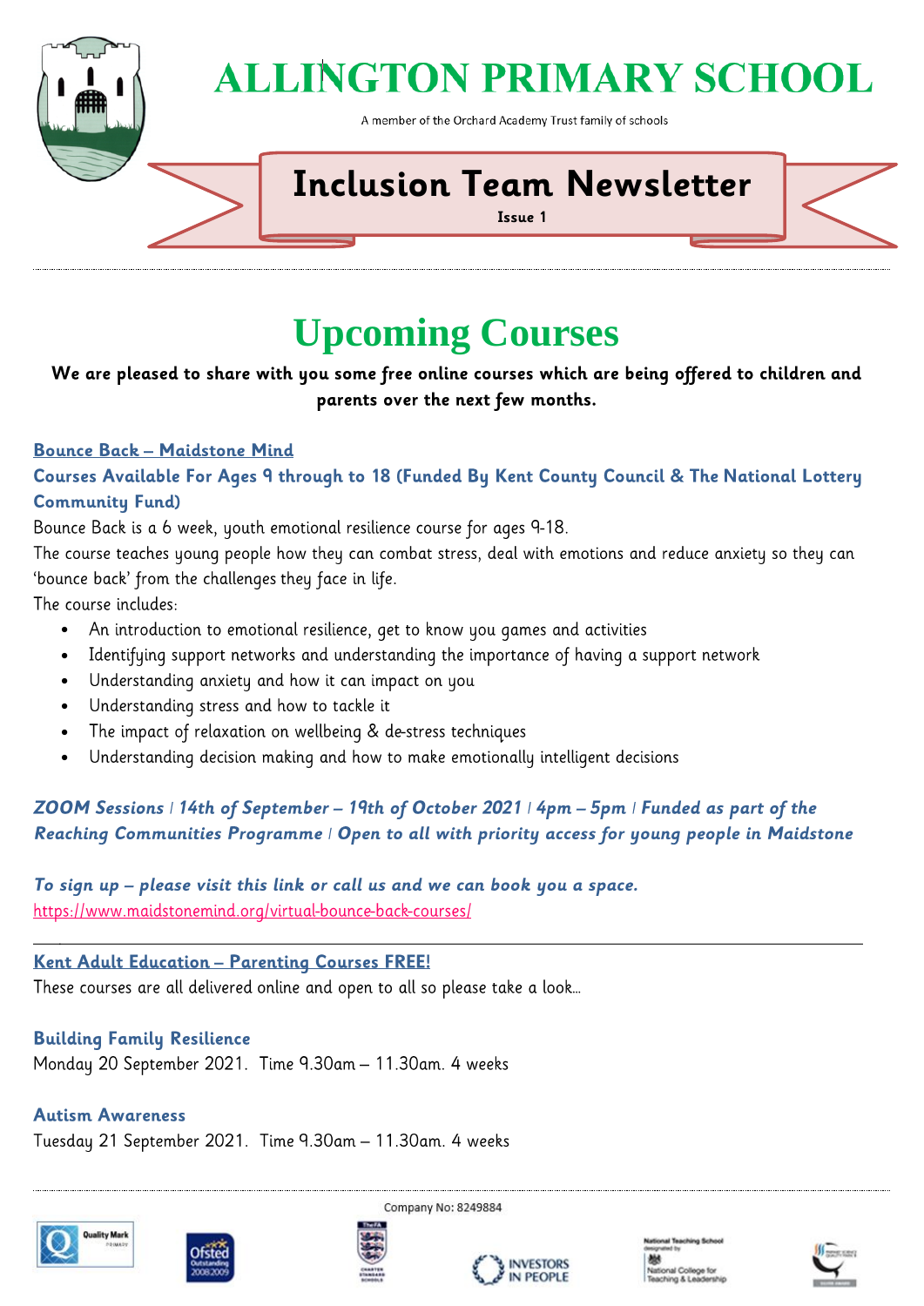# ALLINGTON PRIMARY SCHOOL

A member of the Orchard Academy Trust family of schools

## Inclusion Team Newsletter

**Issue 1**

---

# Upcoming Courses

**We are pleased to share with you some free online courses which are being offered to children and parents over the next few months.**

### Bounce Back – Maidstone Mind

**Courses Available For Ages 9 through to 18 (Funded By Kent County Council & The National Lottery Community Fund)**

Bounce Back is a 6 week, youth emotional resilience course for ages 9-18.

The course teaches young people how they can combat stress, deal with emotions and reduce anxiety so they can 'bounce back' from the challenges they face in life.

The course includes:

- An introduction to emotional resilience, get to know you games and activities
- Identifying support networks and understanding the importance of having a support network
- Understanding anxiety and how it can impact on you
- Understanding stress and how to tackle it
- The impact of relaxation on wellbeing & de-stress techniques
- Understanding decision making and how to make emotionally intelligent decisions

***ZOOM Sessions | 14th of September – 19th of October 2021 | 4pm – 5pm | Funded as part of the Reaching Communities Programme | Open to all with priority access for young people in Maidstone***

***To sign up – please visit this link or call us and we can book you a space.***

https://www.maidstonemind.org/virtual-bounce-back-courses/

---

### Kent Adult Education – Parenting Courses FREE!

These courses are all delivered online and open to all so please take a look…

**Building Family Resilience**

Monday 20 September 2021. Time 9.30am – 11.30am. 4 weeks

**Autism Awareness**

Tuesday 21 September 2021. Time 9.30am – 11.30am. 4 weeks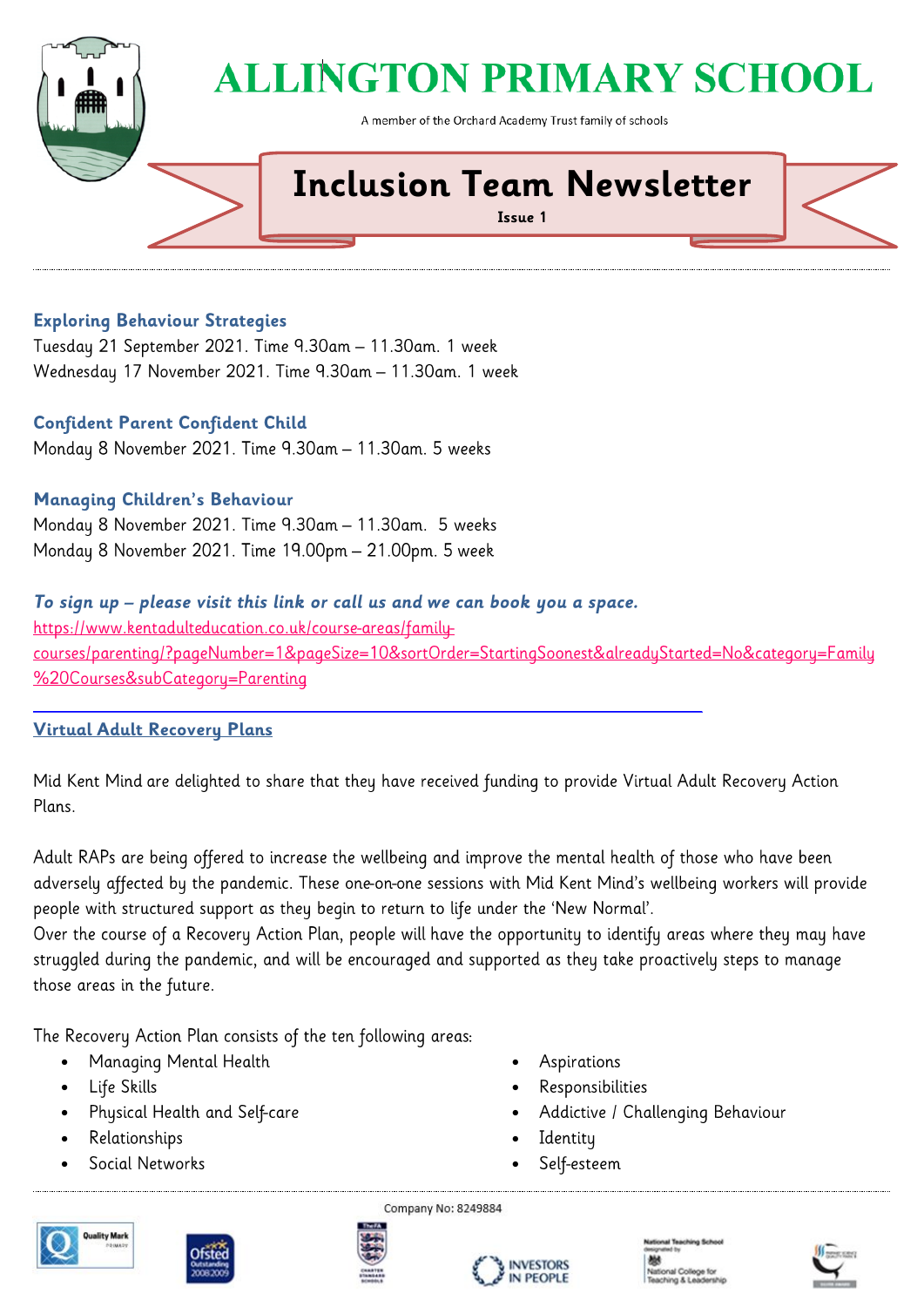# ALLINGTON PRIMARY SCHOOL

A member of the Orchard Academy Trust family of schools

## Inclusion Team Newsletter

**Issue 1**

---

### Exploring Behaviour Strategies

Tuesday 21 September 2021. Time 9.30am – 11.30am. 1 week
Wednesday 17 November 2021. Time 9.30am – 11.30am. 1 week

### Confident Parent Confident Child

Monday 8 November 2021. Time 9.30am – 11.30am. 5 weeks

### Managing Children's Behaviour

Monday 8 November 2021. Time 9.30am – 11.30am. 5 weeks
Monday 8 November 2021. Time 19.00pm – 21.00pm. 5 week

***To sign up – please visit this link or call us and we can book you a space.***
https://www.kentadulteducation.co.uk/course-areas/family-courses/parenting/?pageNumber=1&pageSize=10&sortOrder=StartingSoonest&alreadyStarted=No&category=Family%20Courses&subCategory=Parenting

---

### Virtual Adult Recovery Plans

Mid Kent Mind are delighted to share that they have received funding to provide Virtual Adult Recovery Action Plans.

Adult RAPs are being offered to increase the wellbeing and improve the mental health of those who have been adversely affected by the pandemic. These one-on-one sessions with Mid Kent Mind's wellbeing workers will provide people with structured support as they begin to return to life under the 'New Normal'.
Over the course of a Recovery Action Plan, people will have the opportunity to identify areas where they may have struggled during the pandemic, and will be encouraged and supported as they take proactively steps to manage those areas in the future.

The Recovery Action Plan consists of the ten following areas:

- Managing Mental Health
- Life Skills
- Physical Health and Self-care
- Relationships
- Social Networks
- Aspirations
- Responsibilities
- Addictive / Challenging Behaviour
- Identity
- Self-esteem

Company No: 8249884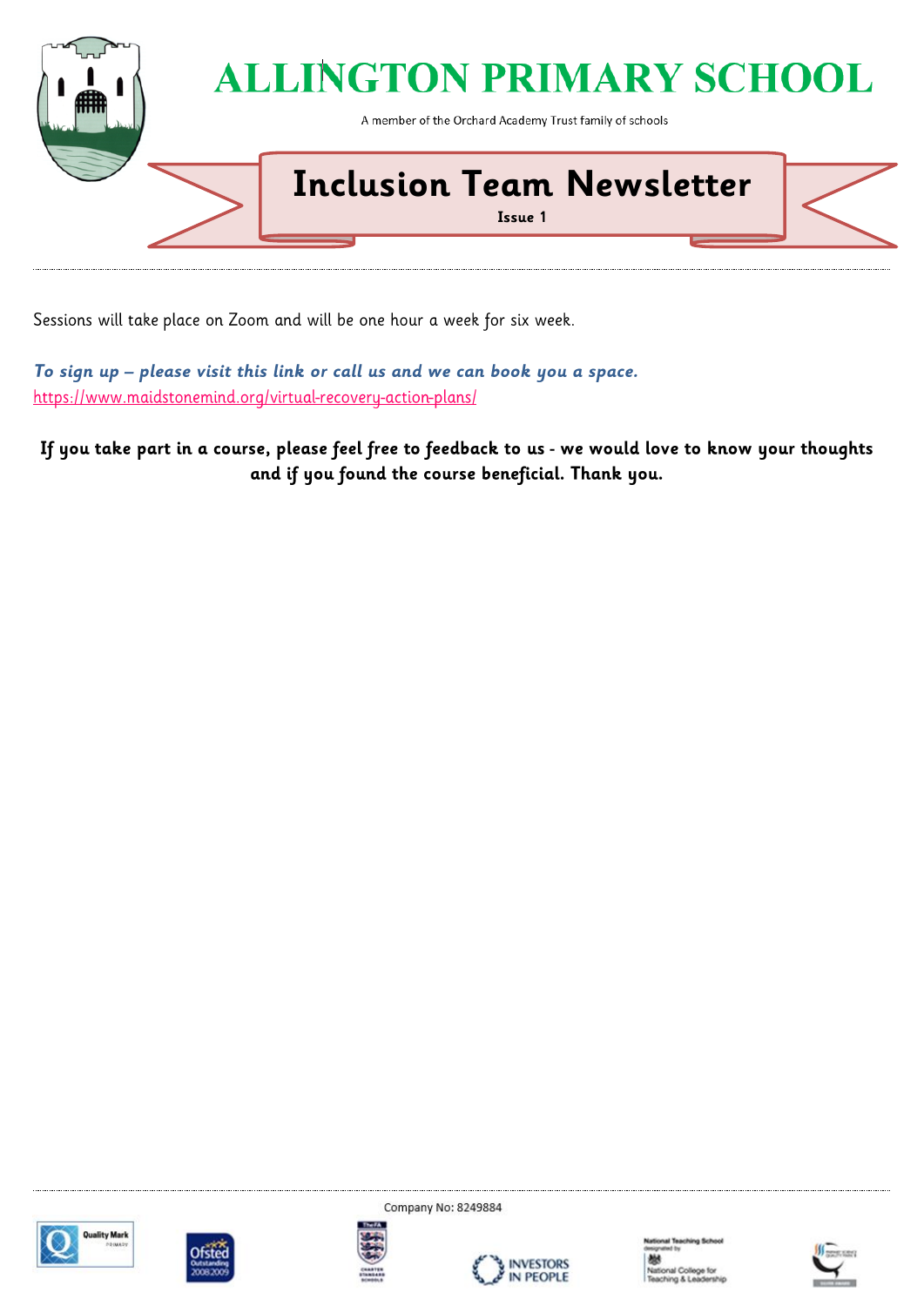Sessions will take place on Zoom and will be one hour a week for six week.

***To sign up – please visit this link or call us and we can book you a space.***
https://www.maidstonemind.org/virtual-recovery-action-plans/

**If you take part in a course, please feel free to feedback to us - we would love to know your thoughts and if you found the course beneficial. Thank you.**